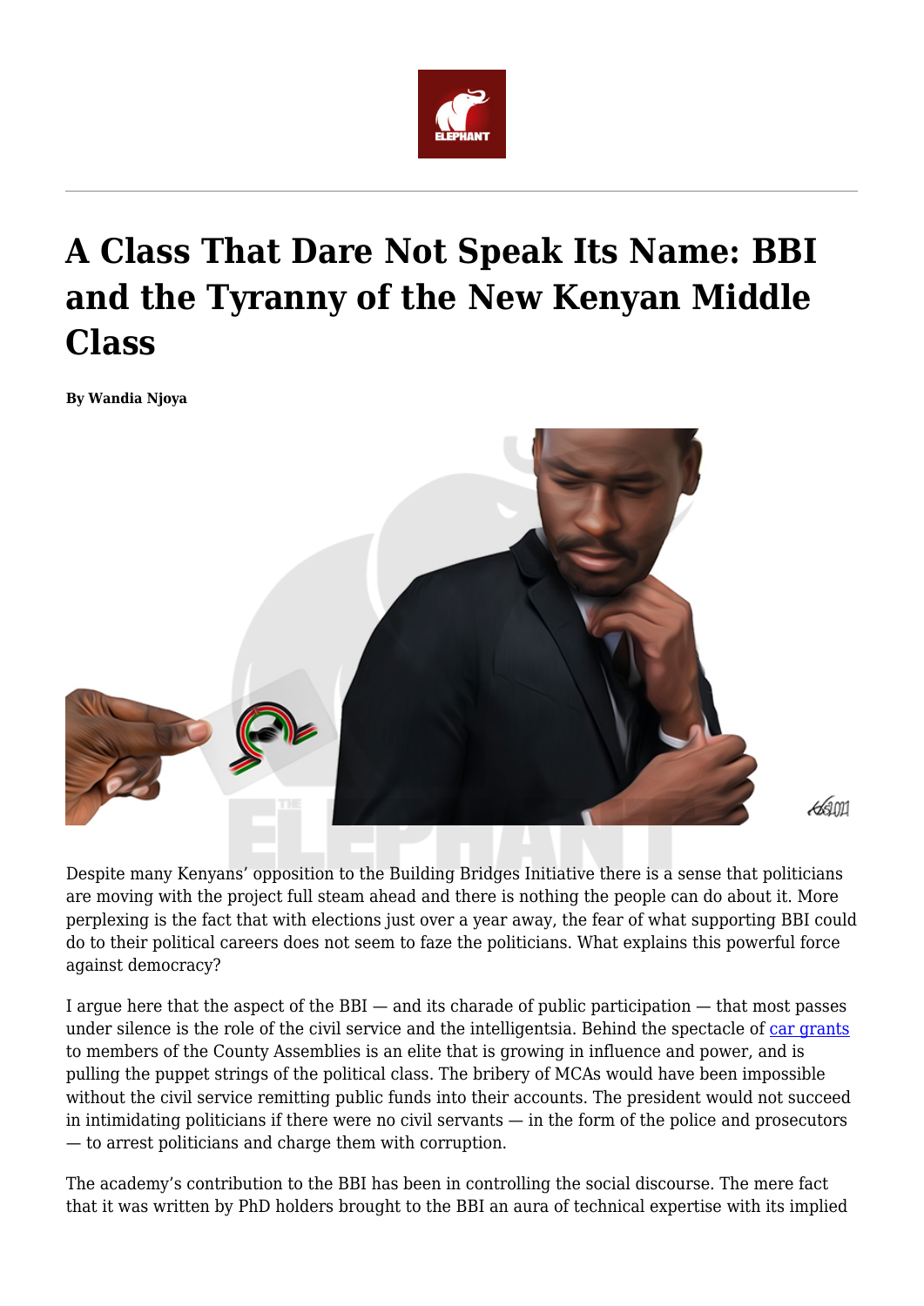# A Class That Dare Not Speak Its Name: BBI and the Tyranny of the New Kenyan Middle Class

**By Wandia Njoya**

Despite many Kenyans' opposition to the Building Bridges Initiative there is a sense that politicians are moving with the project full steam ahead and there is nothing the people can do about it. More perplexing is the fact that with elections just over a year away, the fear of what supporting BBI could do to their political careers does not seem to faze the politicians. What explains this powerful force against democracy?

I argue here that the aspect of the BBI — and its charade of public participation — that most passes under silence is the role of the civil service and the intelligentsia. Behind the spectacle of [car grants](#) to members of the County Assemblies is an elite that is growing in influence and power, and is pulling the puppet strings of the political class. The bribery of MCAs would have been impossible without the civil service remitting public funds into their accounts. The president would not succeed in intimidating politicians if there were no civil servants — in the form of the police and prosecutors — to arrest politicians and charge them with corruption.

The academy's contribution to the BBI has been in controlling the social discourse. The mere fact that it was written by PhD holders brought to the BBI an aura of technical expertise with its implied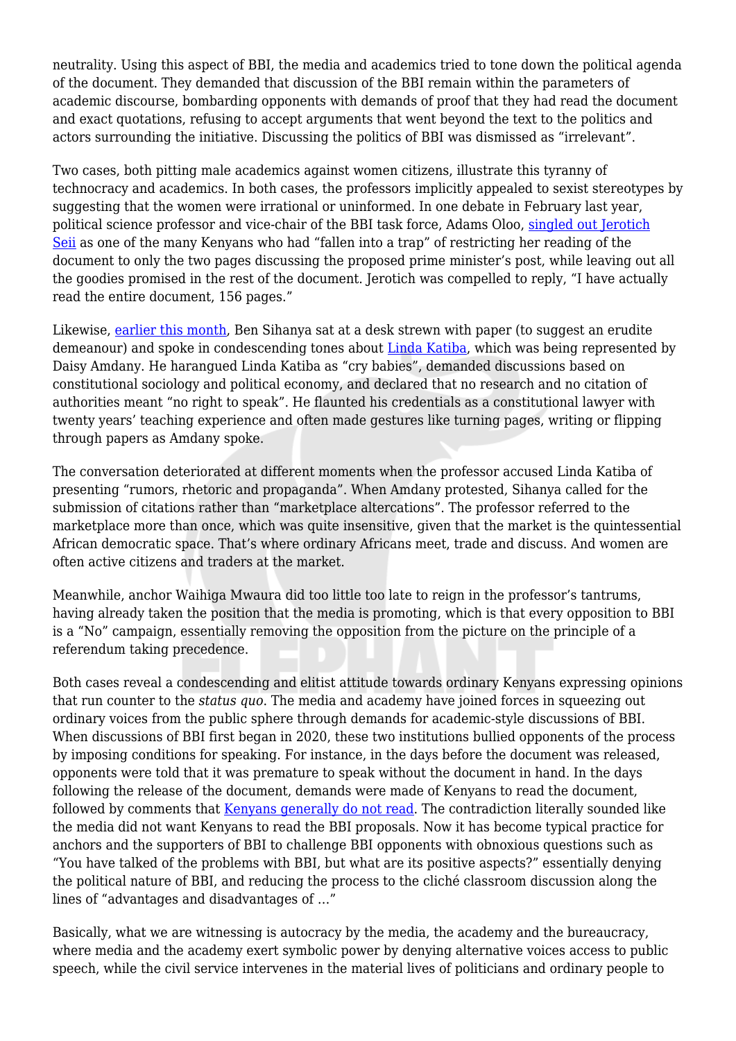neutrality. Using this aspect of BBI, the media and academics tried to tone down the political agenda of the document. They demanded that discussion of the BBI remain within the parameters of academic discourse, bombarding opponents with demands of proof that they had read the document and exact quotations, refusing to accept arguments that went beyond the text to the politics and actors surrounding the initiative. Discussing the politics of BBI was dismissed as "irrelevant".

Two cases, both pitting male academics against women citizens, illustrate this tyranny of technocracy and academics. In both cases, the professors implicitly appealed to sexist stereotypes by suggesting that the women were irrational or uninformed. In one debate in February last year, political science professor and vice-chair of the BBI task force, Adams Oloo, singled out Jerotich Seii as one of the many Kenyans who had "fallen into a trap" of restricting her reading of the document to only the two pages discussing the proposed prime minister's post, while leaving out all the goodies promised in the rest of the document. Jerotich was compelled to reply, "I have actually read the entire document, 156 pages."

Likewise, earlier this month, Ben Sihanya sat at a desk strewn with paper (to suggest an erudite demeanour) and spoke in condescending tones about Linda Katiba, which was being represented by Daisy Amdany. He harangued Linda Katiba as "cry babies", demanded discussions based on constitutional sociology and political economy, and declared that no research and no citation of authorities meant "no right to speak". He flaunted his credentials as a constitutional lawyer with twenty years' teaching experience and often made gestures like turning pages, writing or flipping through papers as Amdany spoke.

The conversation deteriorated at different moments when the professor accused Linda Katiba of presenting "rumors, rhetoric and propaganda". When Amdany protested, Sihanya called for the submission of citations rather than "marketplace altercations". The professor referred to the marketplace more than once, which was quite insensitive, given that the market is the quintessential African democratic space. That's where ordinary Africans meet, trade and discuss. And women are often active citizens and traders at the market.

Meanwhile, anchor Waihiga Mwaura did too little too late to reign in the professor's tantrums, having already taken the position that the media is promoting, which is that every opposition to BBI is a "No" campaign, essentially removing the opposition from the picture on the principle of a referendum taking precedence.

Both cases reveal a condescending and elitist attitude towards ordinary Kenyans expressing opinions that run counter to the *status quo*. The media and academy have joined forces in squeezing out ordinary voices from the public sphere through demands for academic-style discussions of BBI. When discussions of BBI first began in 2020, these two institutions bullied opponents of the process by imposing conditions for speaking. For instance, in the days before the document was released, opponents were told that it was premature to speak without the document in hand. In the days following the release of the document, demands were made of Kenyans to read the document, followed by comments that Kenyans generally do not read. The contradiction literally sounded like the media did not want Kenyans to read the BBI proposals. Now it has become typical practice for anchors and the supporters of BBI to challenge BBI opponents with obnoxious questions such as "You have talked of the problems with BBI, but what are its positive aspects?" essentially denying the political nature of BBI, and reducing the process to the cliché classroom discussion along the lines of "advantages and disadvantages of …"

Basically, what we are witnessing is autocracy by the media, the academy and the bureaucracy, where media and the academy exert symbolic power by denying alternative voices access to public speech, while the civil service intervenes in the material lives of politicians and ordinary people to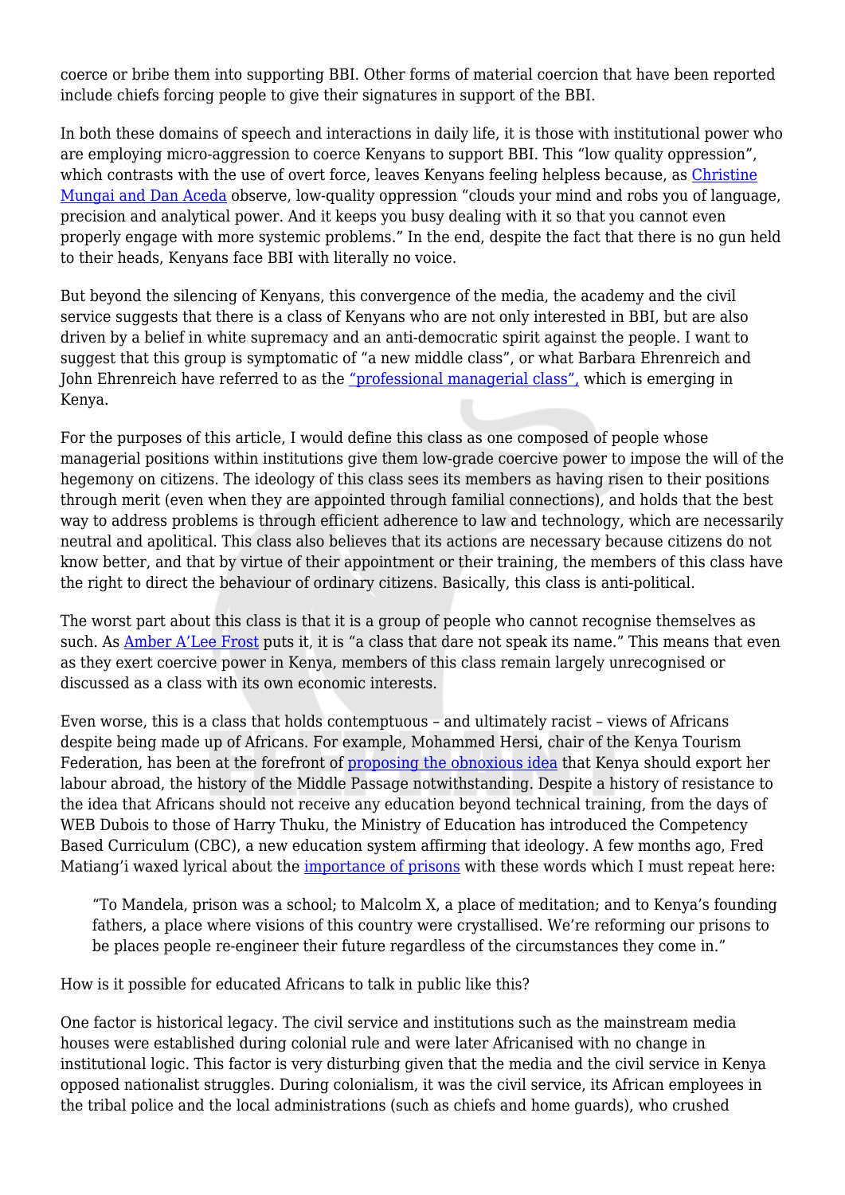coerce or bribe them into supporting BBI. Other forms of material coercion that have been reported include chiefs forcing people to give their signatures in support of the BBI.

In both these domains of speech and interactions in daily life, it is those with institutional power who are employing micro-aggression to coerce Kenyans to support BBI. This "low quality oppression", which contrasts with the use of overt force, leaves Kenyans feeling helpless because, as Christine Mungai and Dan Aceda observe, low-quality oppression "clouds your mind and robs you of language, precision and analytical power. And it keeps you busy dealing with it so that you cannot even properly engage with more systemic problems." In the end, despite the fact that there is no gun held to their heads, Kenyans face BBI with literally no voice.

But beyond the silencing of Kenyans, this convergence of the media, the academy and the civil service suggests that there is a class of Kenyans who are not only interested in BBI, but are also driven by a belief in white supremacy and an anti-democratic spirit against the people. I want to suggest that this group is symptomatic of "a new middle class", or what Barbara Ehrenreich and John Ehrenreich have referred to as the "professional managerial class", which is emerging in Kenya.

For the purposes of this article, I would define this class as one composed of people whose managerial positions within institutions give them low-grade coercive power to impose the will of the hegemony on citizens. The ideology of this class sees its members as having risen to their positions through merit (even when they are appointed through familial connections), and holds that the best way to address problems is through efficient adherence to law and technology, which are necessarily neutral and apolitical. This class also believes that its actions are necessary because citizens do not know better, and that by virtue of their appointment or their training, the members of this class have the right to direct the behaviour of ordinary citizens. Basically, this class is anti-political.

The worst part about this class is that it is a group of people who cannot recognise themselves as such. As Amber A'Lee Frost puts it, it is "a class that dare not speak its name." This means that even as they exert coercive power in Kenya, members of this class remain largely unrecognised or discussed as a class with its own economic interests.

Even worse, this is a class that holds contemptuous – and ultimately racist – views of Africans despite being made up of Africans. For example, Mohammed Hersi, chair of the Kenya Tourism Federation, has been at the forefront of proposing the obnoxious idea that Kenya should export her labour abroad, the history of the Middle Passage notwithstanding. Despite a history of resistance to the idea that Africans should not receive any education beyond technical training, from the days of WEB Dubois to those of Harry Thuku, the Ministry of Education has introduced the Competency Based Curriculum (CBC), a new education system affirming that ideology. A few months ago, Fred Matiang'i waxed lyrical about the importance of prisons with these words which I must repeat here:

> "To Mandela, prison was a school; to Malcolm X, a place of meditation; and to Kenya's founding fathers, a place where visions of this country were crystallised. We're reforming our prisons to be places people re-engineer their future regardless of the circumstances they come in."

How is it possible for educated Africans to talk in public like this?

One factor is historical legacy. The civil service and institutions such as the mainstream media houses were established during colonial rule and were later Africanised with no change in institutional logic. This factor is very disturbing given that the media and the civil service in Kenya opposed nationalist struggles. During colonialism, it was the civil service, its African employees in the tribal police and the local administrations (such as chiefs and home guards), who crushed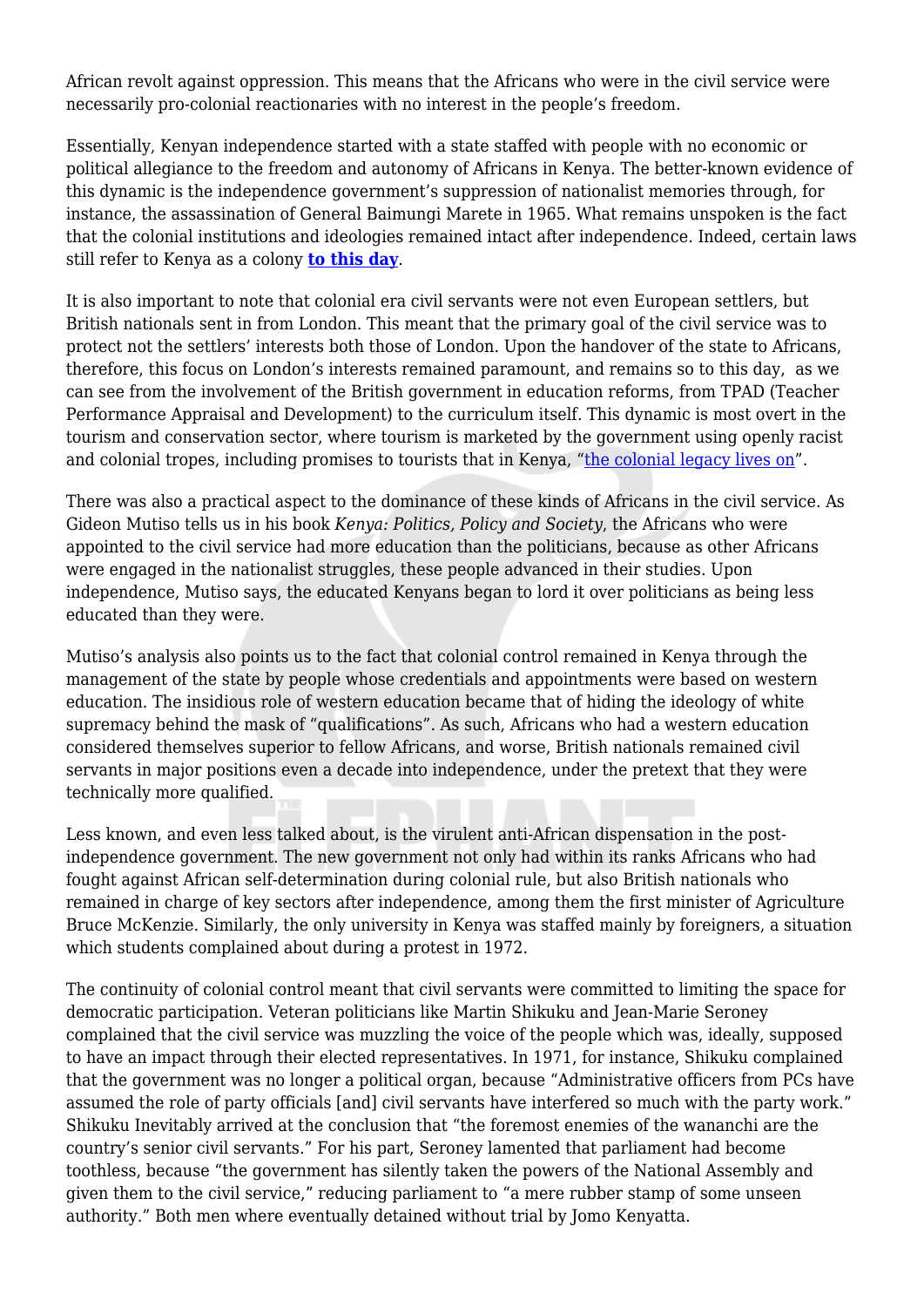African revolt against oppression. This means that the Africans who were in the civil service were necessarily pro-colonial reactionaries with no interest in the people's freedom.

Essentially, Kenyan independence started with a state staffed with people with no economic or political allegiance to the freedom and autonomy of Africans in Kenya. The better-known evidence of this dynamic is the independence government's suppression of nationalist memories through, for instance, the assassination of General Baimungi Marete in 1965. What remains unspoken is the fact that the colonial institutions and ideologies remained intact after independence. Indeed, certain laws still refer to Kenya as a colony **to this day**.

It is also important to note that colonial era civil servants were not even European settlers, but British nationals sent in from London. This meant that the primary goal of the civil service was to protect not the settlers' interests both those of London. Upon the handover of the state to Africans, therefore, this focus on London's interests remained paramount, and remains so to this day, as we can see from the involvement of the British government in education reforms, from TPAD (Teacher Performance Appraisal and Development) to the curriculum itself. This dynamic is most overt in the tourism and conservation sector, where tourism is marketed by the government using openly racist and colonial tropes, including promises to tourists that in Kenya, "the colonial legacy lives on".

There was also a practical aspect to the dominance of these kinds of Africans in the civil service. As Gideon Mutiso tells us in his book *Kenya: Politics, Policy and Society*, the Africans who were appointed to the civil service had more education than the politicians, because as other Africans were engaged in the nationalist struggles, these people advanced in their studies. Upon independence, Mutiso says, the educated Kenyans began to lord it over politicians as being less educated than they were.

Mutiso's analysis also points us to the fact that colonial control remained in Kenya through the management of the state by people whose credentials and appointments were based on western education. The insidious role of western education became that of hiding the ideology of white supremacy behind the mask of "qualifications". As such, Africans who had a western education considered themselves superior to fellow Africans, and worse, British nationals remained civil servants in major positions even a decade into independence, under the pretext that they were technically more qualified.

Less known, and even less talked about, is the virulent anti-African dispensation in the post-independence government. The new government not only had within its ranks Africans who had fought against African self-determination during colonial rule, but also British nationals who remained in charge of key sectors after independence, among them the first minister of Agriculture Bruce McKenzie. Similarly, the only university in Kenya was staffed mainly by foreigners, a situation which students complained about during a protest in 1972.

The continuity of colonial control meant that civil servants were committed to limiting the space for democratic participation. Veteran politicians like Martin Shikuku and Jean-Marie Seroney complained that the civil service was muzzling the voice of the people which was, ideally, supposed to have an impact through their elected representatives. In 1971, for instance, Shikuku complained that the government was no longer a political organ, because "Administrative officers from PCs have assumed the role of party officials [and] civil servants have interfered so much with the party work." Shikuku Inevitably arrived at the conclusion that "the foremost enemies of the wananchi are the country's senior civil servants." For his part, Seroney lamented that parliament had become toothless, because "the government has silently taken the powers of the National Assembly and given them to the civil service," reducing parliament to "a mere rubber stamp of some unseen authority." Both men where eventually detained without trial by Jomo Kenyatta.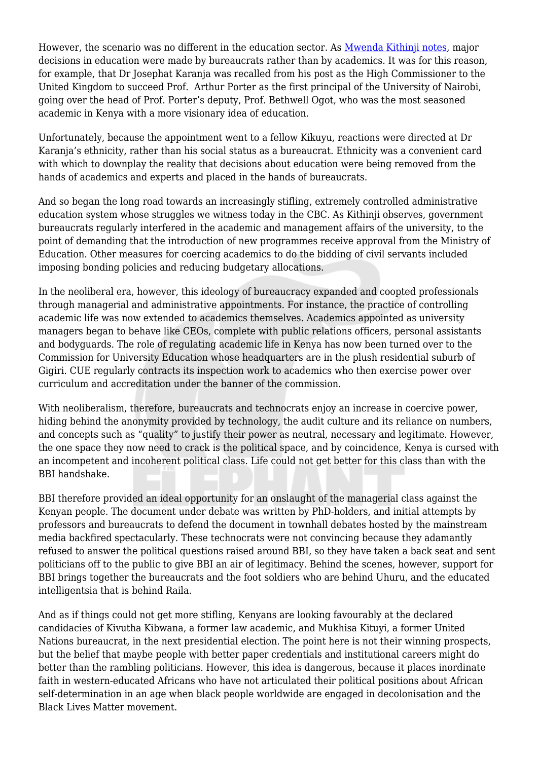However, the scenario was no different in the education sector. As [Mwenda Kithinji notes](), major decisions in education were made by bureaucrats rather than by academics. It was for this reason, for example, that Dr Josephat Karanja was recalled from his post as the High Commissioner to the United Kingdom to succeed Prof.  Arthur Porter as the first principal of the University of Nairobi, going over the head of Prof. Porter's deputy, Prof. Bethwell Ogot, who was the most seasoned academic in Kenya with a more visionary idea of education.

Unfortunately, because the appointment went to a fellow Kikuyu, reactions were directed at Dr Karanja's ethnicity, rather than his social status as a bureaucrat. Ethnicity was a convenient card with which to downplay the reality that decisions about education were being removed from the hands of academics and experts and placed in the hands of bureaucrats.

And so began the long road towards an increasingly stifling, extremely controlled administrative education system whose struggles we witness today in the CBC. As Kithinji observes, government bureaucrats regularly interfered in the academic and management affairs of the university, to the point of demanding that the introduction of new programmes receive approval from the Ministry of Education. Other measures for coercing academics to do the bidding of civil servants included imposing bonding policies and reducing budgetary allocations.

In the neoliberal era, however, this ideology of bureaucracy expanded and coopted professionals through managerial and administrative appointments. For instance, the practice of controlling academic life was now extended to academics themselves. Academics appointed as university managers began to behave like CEOs, complete with public relations officers, personal assistants and bodyguards. The role of regulating academic life in Kenya has now been turned over to the Commission for University Education whose headquarters are in the plush residential suburb of Gigiri. CUE regularly contracts its inspection work to academics who then exercise power over curriculum and accreditation under the banner of the commission.

With neoliberalism, therefore, bureaucrats and technocrats enjoy an increase in coercive power, hiding behind the anonymity provided by technology, the audit culture and its reliance on numbers, and concepts such as "quality" to justify their power as neutral, necessary and legitimate. However, the one space they now need to crack is the political space, and by coincidence, Kenya is cursed with an incompetent and incoherent political class. Life could not get better for this class than with the BBI handshake.

BBI therefore provided an ideal opportunity for an onslaught of the managerial class against the Kenyan people. The document under debate was written by PhD-holders, and initial attempts by professors and bureaucrats to defend the document in townhall debates hosted by the mainstream media backfired spectacularly. These technocrats were not convincing because they adamantly refused to answer the political questions raised around BBI, so they have taken a back seat and sent politicians off to the public to give BBI an air of legitimacy. Behind the scenes, however, support for BBI brings together the bureaucrats and the foot soldiers who are behind Uhuru, and the educated intelligentsia that is behind Raila.

And as if things could not get more stifling, Kenyans are looking favourably at the declared candidacies of Kivutha Kibwana, a former law academic, and Mukhisa Kituyi, a former United Nations bureaucrat, in the next presidential election. The point here is not their winning prospects, but the belief that maybe people with better paper credentials and institutional careers might do better than the rambling politicians. However, this idea is dangerous, because it places inordinate faith in western-educated Africans who have not articulated their political positions about African self-determination in an age when black people worldwide are engaged in decolonisation and the Black Lives Matter movement.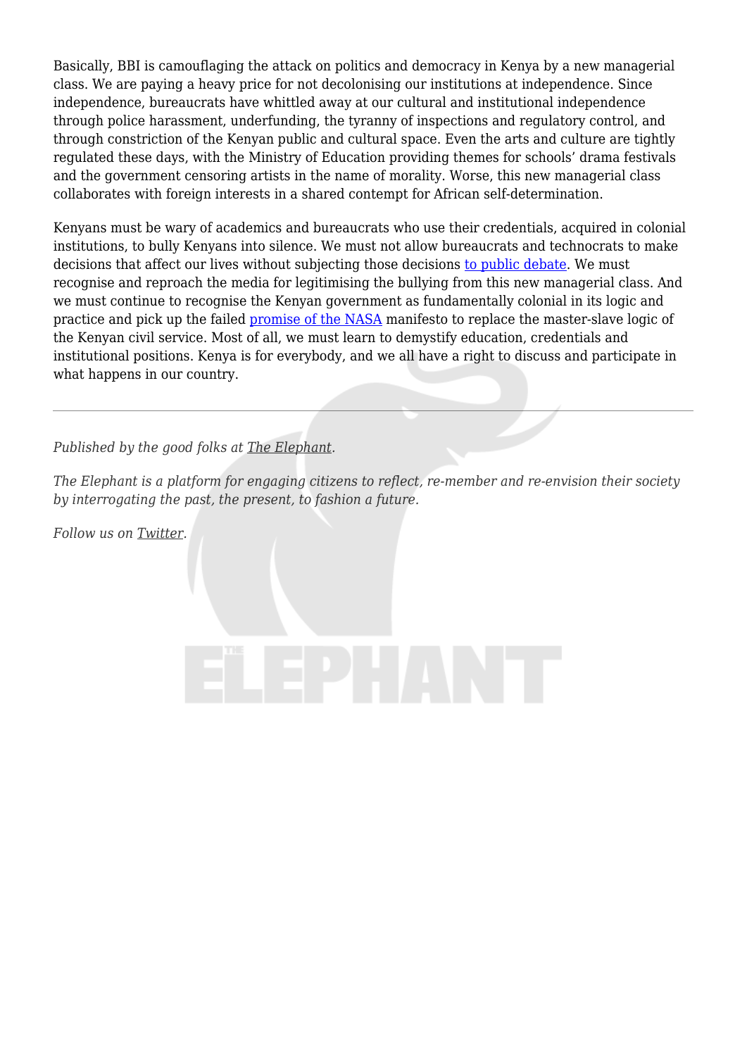Basically, BBI is camouflaging the attack on politics and democracy in Kenya by a new managerial class. We are paying a heavy price for not decolonising our institutions at independence. Since independence, bureaucrats have whittled away at our cultural and institutional independence through police harassment, underfunding, the tyranny of inspections and regulatory control, and through constriction of the Kenyan public and cultural space. Even the arts and culture are tightly regulated these days, with the Ministry of Education providing themes for schools' drama festivals and the government censoring artists in the name of morality. Worse, this new managerial class collaborates with foreign interests in a shared contempt for African self-determination.

Kenyans must be wary of academics and bureaucrats who use their credentials, acquired in colonial institutions, to bully Kenyans into silence. We must not allow bureaucrats and technocrats to make decisions that affect our lives without subjecting those decisions to public debate. We must recognise and reproach the media for legitimising the bullying from this new managerial class. And we must continue to recognise the Kenyan government as fundamentally colonial in its logic and practice and pick up the failed promise of the NASA manifesto to replace the master-slave logic of the Kenyan civil service. Most of all, we must learn to demystify education, credentials and institutional positions. Kenya is for everybody, and we all have a right to discuss and participate in what happens in our country.

---

*Published by the good folks at The Elephant.*

*The Elephant is a platform for engaging citizens to reflect, re-member and re-envision their society by interrogating the past, the present, to fashion a future.*

*Follow us on Twitter.*